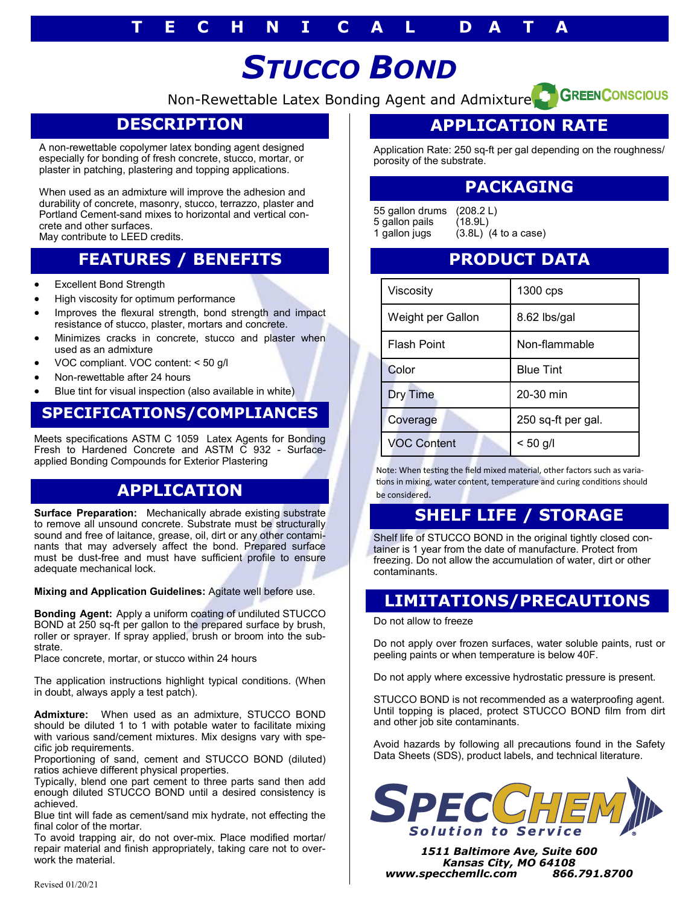# TECHNICAL DATA

# *STUCCO BOND*

Non-Rewettable Latex Bonding Agent and Admixture

GREENCONSCIOUS

## DESCRIPTION

A non-rewettable copolymer latex bonding agent designed especially for bonding of fresh concrete, stucco, mortar, or plaster in patching, plastering and topping applications.

When used as an admixture will improve the adhesion and durability of concrete, masonry, stucco, terrazzo, plaster and Portland Cement-sand mixes to horizontal and vertical concrete and other surfaces.
May contribute to LEED credits.

## FEATURES / BENEFITS

- Excellent Bond Strength
- High viscosity for optimum performance
- Improves the flexural strength, bond strength and impact resistance of stucco, plaster, mortars and concrete.
- Minimizes cracks in concrete, stucco and plaster when used as an admixture
- VOC compliant. VOC content: < 50 g/l
- Non-rewettable after 24 hours
- Blue tint for visual inspection (also available in white)

## SPECIFICATIONS/COMPLIANCES

Meets specifications ASTM C 1059 Latex Agents for Bonding Fresh to Hardened Concrete and ASTM C 932 - Surface-applied Bonding Compounds for Exterior Plastering

## APPLICATION

**Surface Preparation:** Mechanically abrade existing substrate to remove all unsound concrete. Substrate must be structurally sound and free of laitance, grease, oil, dirt or any other contaminants that may adversely affect the bond. Prepared surface must be dust-free and must have sufficient profile to ensure adequate mechanical lock.

**Mixing and Application Guidelines:** Agitate well before use.

**Bonding Agent:** Apply a uniform coating of undiluted STUCCO BOND at 250 sq-ft per gallon to the prepared surface by brush, roller or sprayer. If spray applied, brush or broom into the substrate.
Place concrete, mortar, or stucco within 24 hours

The application instructions highlight typical conditions. (When in doubt, always apply a test patch).

**Admixture:** When used as an admixture, STUCCO BOND should be diluted 1 to 1 with potable water to facilitate mixing with various sand/cement mixtures. Mix designs vary with specific job requirements.
Proportioning of sand, cement and STUCCO BOND (diluted) ratios achieve different physical properties.
Typically, blend one part cement to three parts sand then add enough diluted STUCCO BOND until a desired consistency is achieved.
Blue tint will fade as cement/sand mix hydrate, not effecting the final color of the mortar.
To avoid trapping air, do not over-mix. Place modified mortar/repair material and finish appropriately, taking care not to overwork the material.

## APPLICATION RATE

Application Rate: 250 sq-ft per gal depending on the roughness/porosity of the substrate.

## PACKAGING

55 gallon drums (208.2 L)
5 gallon pails (18.9L)
1 gallon jugs (3.8L) (4 to a case)

## PRODUCT DATA

| Property | Value |
|---|---|
| Viscosity | 1300 cps |
| Weight per Gallon | 8.62 lbs/gal |
| Flash Point | Non-flammable |
| Color | Blue Tint |
| Dry Time | 20-30 min |
| Coverage | 250 sq-ft per gal. |
| VOC Content | < 50 g/l |

Note: When testing the field mixed material, other factors such as variations in mixing, water content, temperature and curing conditions should be considered.

## SHELF LIFE / STORAGE

Shelf life of STUCCO BOND in the original tightly closed container is 1 year from the date of manufacture. Protect from freezing. Do not allow the accumulation of water, dirt or other contaminants.

## LIMITATIONS/PRECAUTIONS

Do not allow to freeze

Do not apply over frozen surfaces, water soluble paints, rust or peeling paints or when temperature is below 40F.

Do not apply where excessive hydrostatic pressure is present.

STUCCO BOND is not recommended as a waterproofing agent. Until topping is placed, protect STUCCO BOND film from dirt and other job site contaminants.

Avoid hazards by following all precautions found in the Safety Data Sheets (SDS), product labels, and technical literature.

SPECCHEM
*Solution to Service*

***1511 Baltimore Ave, Suite 600***
***Kansas City, MO 64108***
***www.specchemllc.com 866.791.8700***

Revised 01/20/21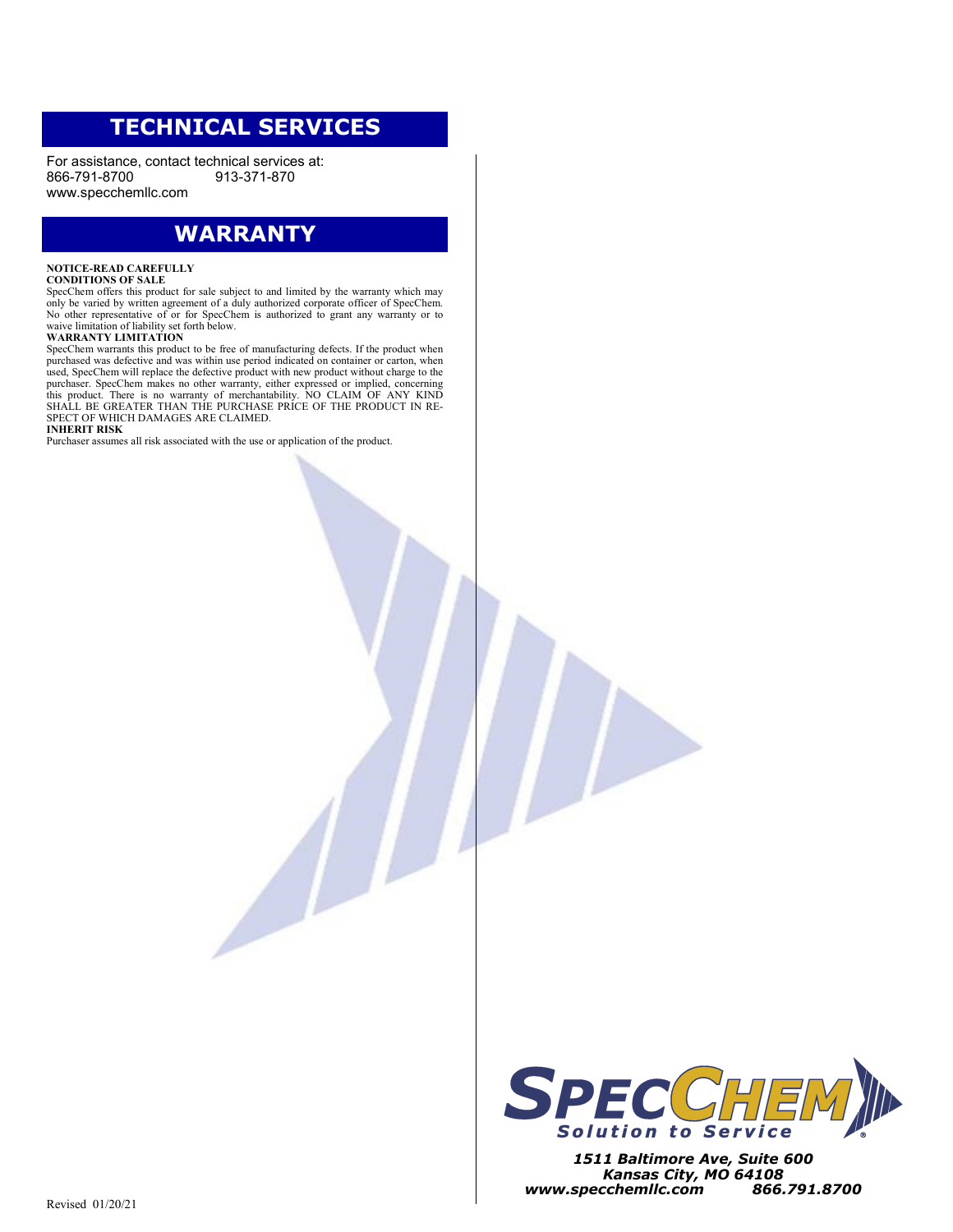## TECHNICAL SERVICES

For assistance, contact technical services at:
866-791-8700 913-371-870
www.specchemllc.com

## WARRANTY

**NOTICE-READ CAREFULLY**
**CONDITIONS OF SALE**
SpecChem offers this product for sale subject to and limited by the warranty which may only be varied by written agreement of a duly authorized corporate officer of SpecChem. No other representative of or for SpecChem is authorized to grant any warranty or to waive limitation of liability set forth below.
**WARRANTY LIMITATION**
SpecChem warrants this product to be free of manufacturing defects. If the product when purchased was defective and was within use period indicated on container or carton, when used, SpecChem will replace the defective product with new product without charge to the purchaser. SpecChem makes no other warranty, either expressed or implied, concerning this product. There is no warranty of merchantability. NO CLAIM OF ANY KIND SHALL BE GREATER THAN THE PURCHASE PRICE OF THE PRODUCT IN RESPECT OF WHICH DAMAGES ARE CLAIMED.
**INHERIT RISK**
Purchaser assumes all risk associated with the use or application of the product.

SPECCHEM
*Solution to Service*

***1511 Baltimore Ave, Suite 600***
***Kansas City, MO 64108***
***www.specchemllc.com 866.791.8700***

Revised 01/20/21